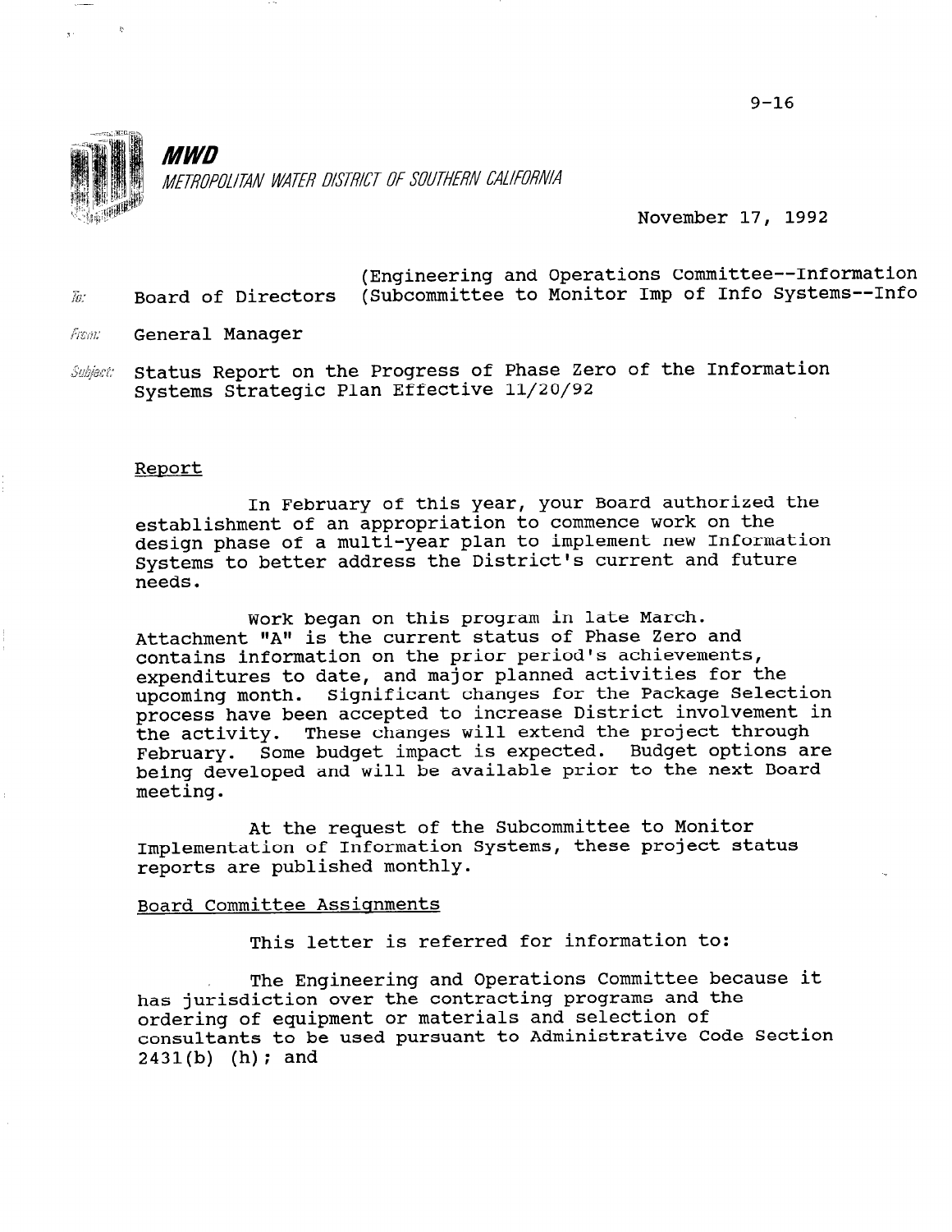9-16

**MWD**

*METROPOLITAN WATER DISTRICT OF SOUTHERN CALIFORNIA*

November 17, 1992

To: Board of Directors (Engineering and Operations Committee--Information (Subcommittee to Monitor Imp of Info Systems--Info

From: General Manager

Subject: Status Report on the Progress of Phase Zero of the Information Systems Strategic Plan Effective 11/20/92

## Report

In February of this year, your Board authorized the establishment of an appropriation to commence work on the design phase of a multi-year plan to implement new Information Systems to better address the District's current and future needs.

Work began on this program in late March. Attachment "A" is the current status of Phase Zero and contains information on the prior period's achievements, expenditures to date, and major planned activities for the upcoming month. Significant changes for the Package Selection process have been accepted to increase District involvement in the activity. These changes will extend the project through February. Some budget impact is expected. Budget options are being developed and will be available prior to the next Board meeting.

At the request of the Subcommittee to Monitor Implementation of Information Systems, these project status reports are published monthly.

## Board Committee Assignments

This letter is referred for information to:

The Engineering and Operations Committee because it has jurisdiction over the contracting programs and the ordering of equipment or materials and selection of consultants to be used pursuant to Administrative Code Section 2431(b) (h); and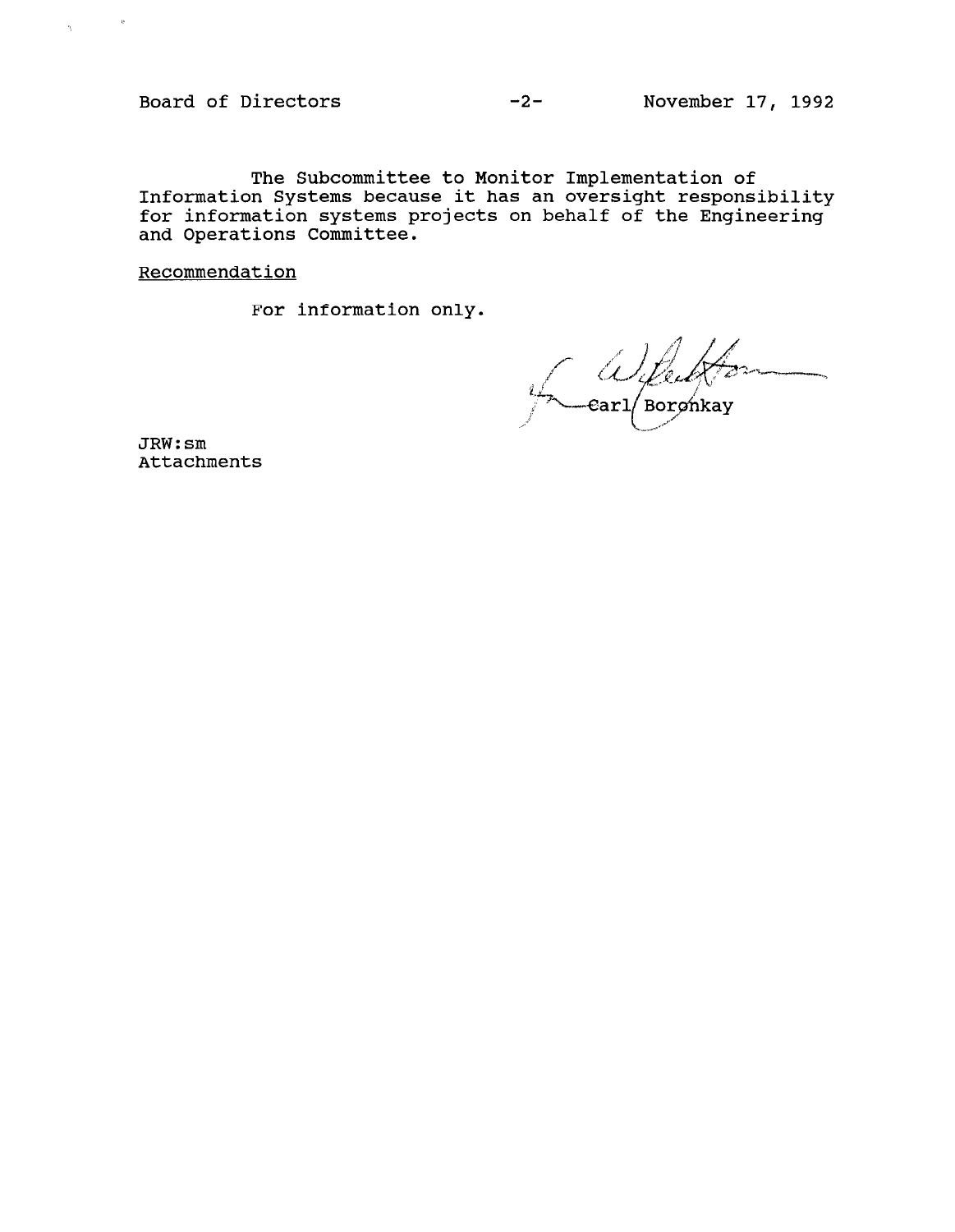The Subcommittee to Monitor Implementation of Information Systems because it has an oversight responsibility for information systems projects on behalf of the Engineering and Operations Committee.

Recommendation

For information only.

Carl Boronkay

JRW:sm
Attachments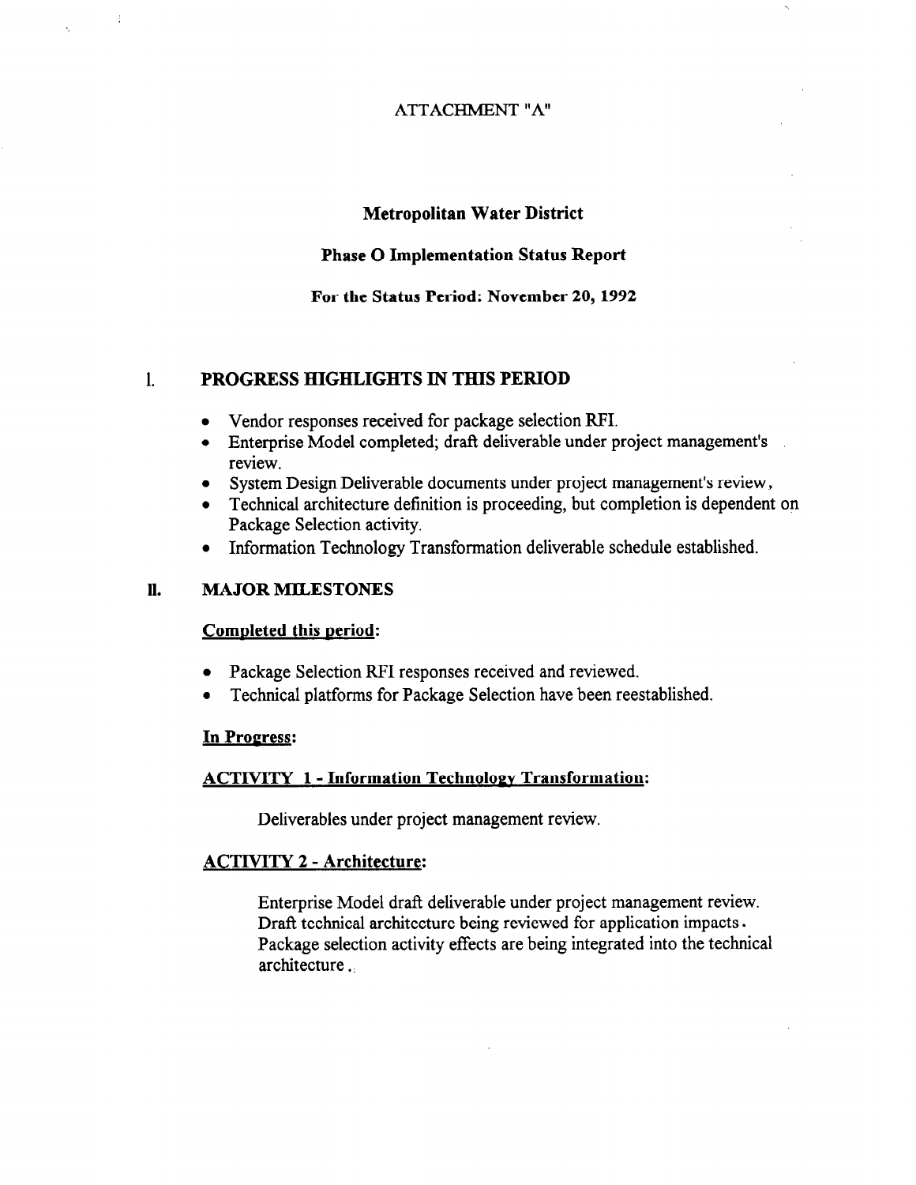ATTACHMENT "A"

# Metropolitan Water District

## Phase O Implementation Status Report

### For the Status Period: November 20, 1992

## I. PROGRESS HIGHLIGHTS IN THIS PERIOD

- Vendor responses received for package selection RFI.
- Enterprise Model completed; draft deliverable under project management's review.
- System Design Deliverable documents under project management's review,
- Technical architecture definition is proceeding, but completion is dependent on Package Selection activity.
- Information Technology Transformation deliverable schedule established.

## II. MAJOR MILESTONES

**Completed this period:**

- Package Selection RFI responses received and reviewed.
- Technical platforms for Package Selection have been reestablished.

**In Progress:**

**ACTIVITY 1 - Information Technology Transformation:**

Deliverables under project management review.

**ACTIVITY 2 - Architecture:**

Enterprise Model draft deliverable under project management review. Draft technical architecture being reviewed for application impacts. Package selection activity effects are being integrated into the technical architecture.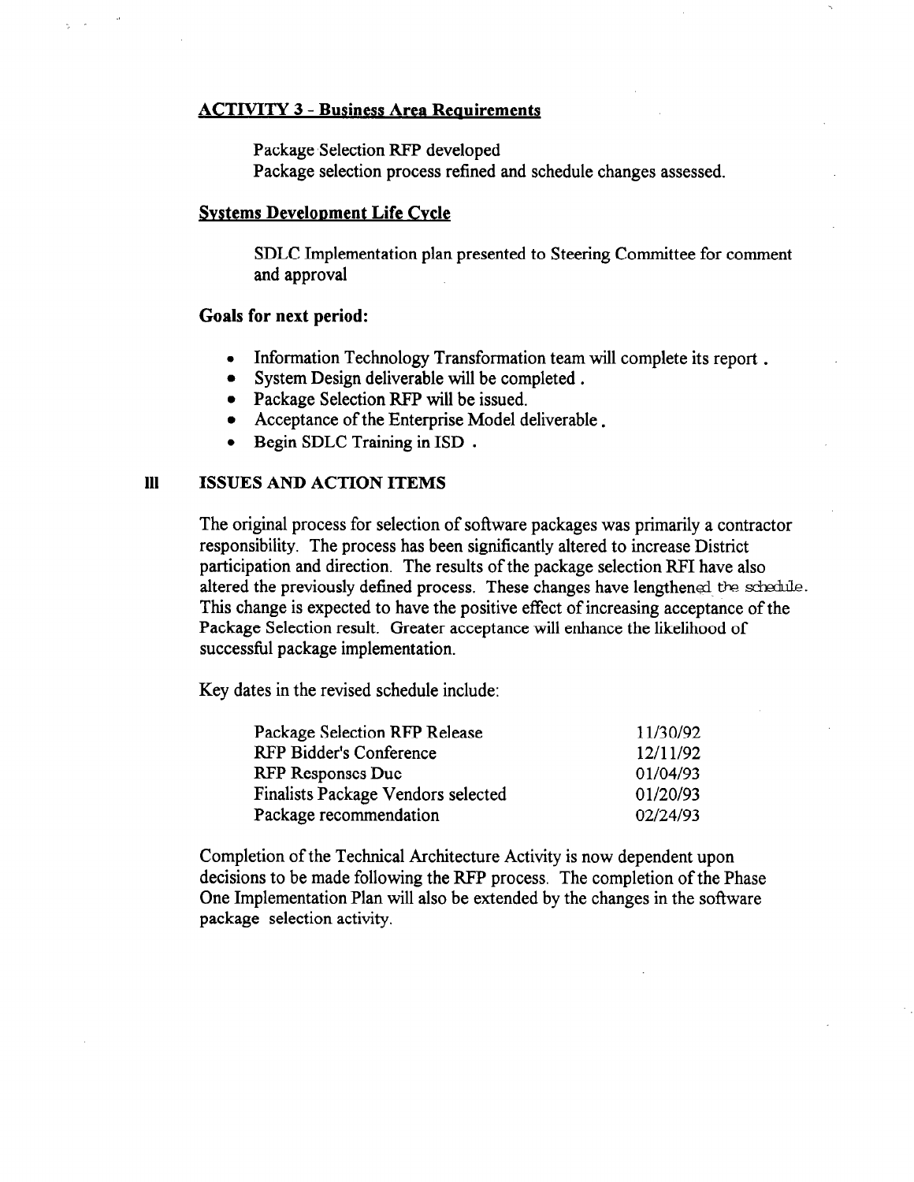## ACTIVITY 3 - Business Area Requirements

Package Selection RFP developed
Package selection process refined and schedule changes assessed.

## Systems Development Life Cycle

SDLC Implementation plan presented to Steering Committee for comment and approval

**Goals for next period:**

- Information Technology Transformation team will complete its report .
- System Design deliverable will be completed .
- Package Selection RFP will be issued.
- Acceptance of the Enterprise Model deliverable .
- Begin SDLC Training in ISD .

## III ISSUES AND ACTION ITEMS

The original process for selection of software packages was primarily a contractor responsibility. The process has been significantly altered to increase District participation and direction. The results of the package selection RFI have also altered the previously defined process. These changes have lengthened the schedule. This change is expected to have the positive effect of increasing acceptance of the Package Selection result. Greater acceptance will enhance the likelihood of successful package implementation.

Key dates in the revised schedule include:

| | |
|---|---|
| Package Selection RFP Release | 11/30/92 |
| RFP Bidder's Conference | 12/11/92 |
| RFP Responses Due | 01/04/93 |
| Finalists Package Vendors selected | 01/20/93 |
| Package recommendation | 02/24/93 |

Completion of the Technical Architecture Activity is now dependent upon decisions to be made following the RFP process. The completion of the Phase One Implementation Plan will also be extended by the changes in the software package selection activity.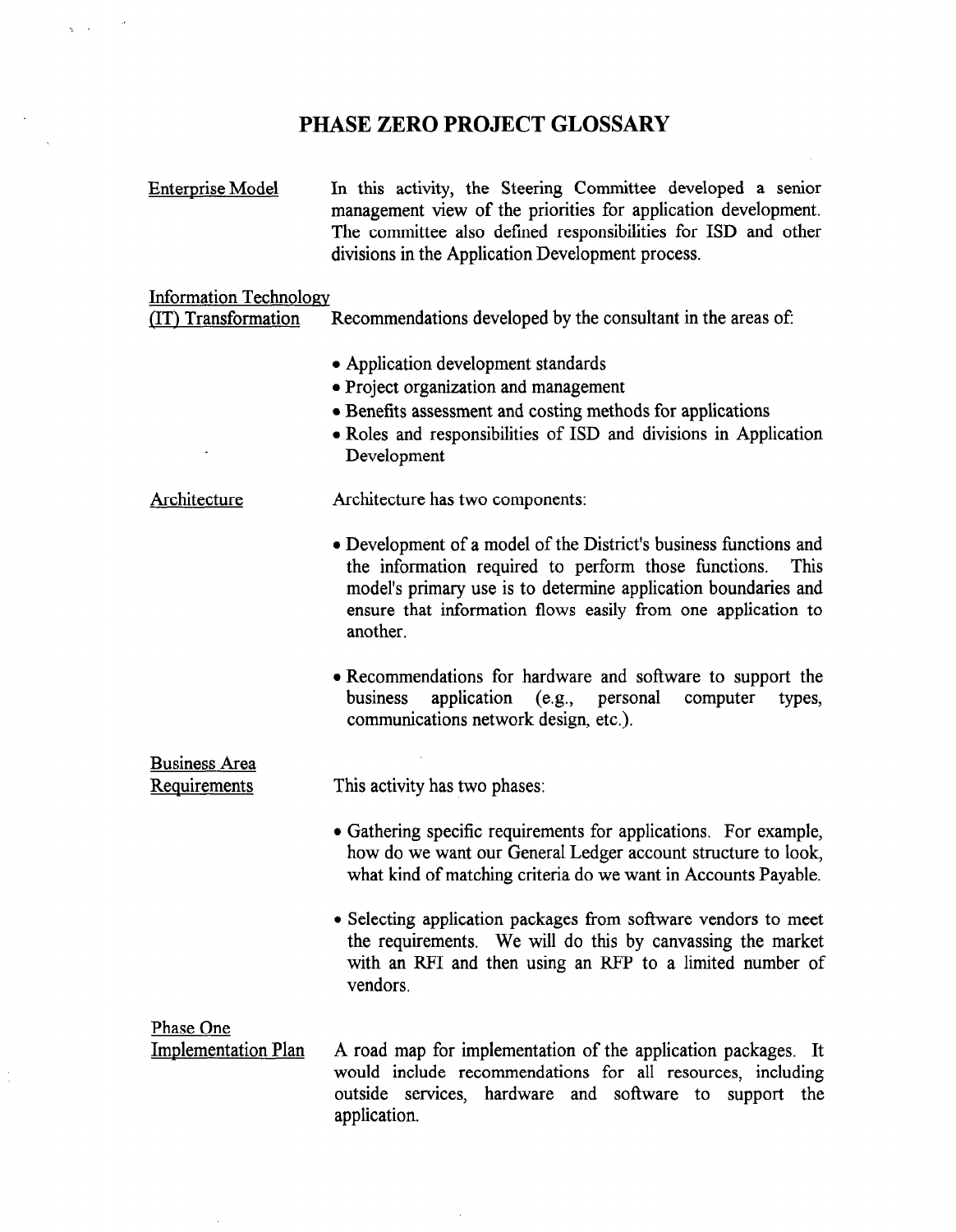# PHASE ZERO PROJECT GLOSSARY

**Enterprise Model**

In this activity, the Steering Committee developed a senior management view of the priorities for application development. The committee also defined responsibilities for ISD and other divisions in the Application Development process.

**Information Technology (IT) Transformation**

Recommendations developed by the consultant in the areas of:

- Application development standards
- Project organization and management
- Benefits assessment and costing methods for applications
- Roles and responsibilities of ISD and divisions in Application Development

**Architecture**

Architecture has two components:

- Development of a model of the District's business functions and the information required to perform those functions. This model's primary use is to determine application boundaries and ensure that information flows easily from one application to another.
- Recommendations for hardware and software to support the business application (e.g., personal computer types, communications network design, etc.).

**Business Area Requirements**

This activity has two phases:

- Gathering specific requirements for applications. For example, how do we want our General Ledger account structure to look, what kind of matching criteria do we want in Accounts Payable.
- Selecting application packages from software vendors to meet the requirements. We will do this by canvassing the market with an RFI and then using an RFP to a limited number of vendors.

**Phase One Implementation Plan**

A road map for implementation of the application packages. It would include recommendations for all resources, including outside services, hardware and software to support the application.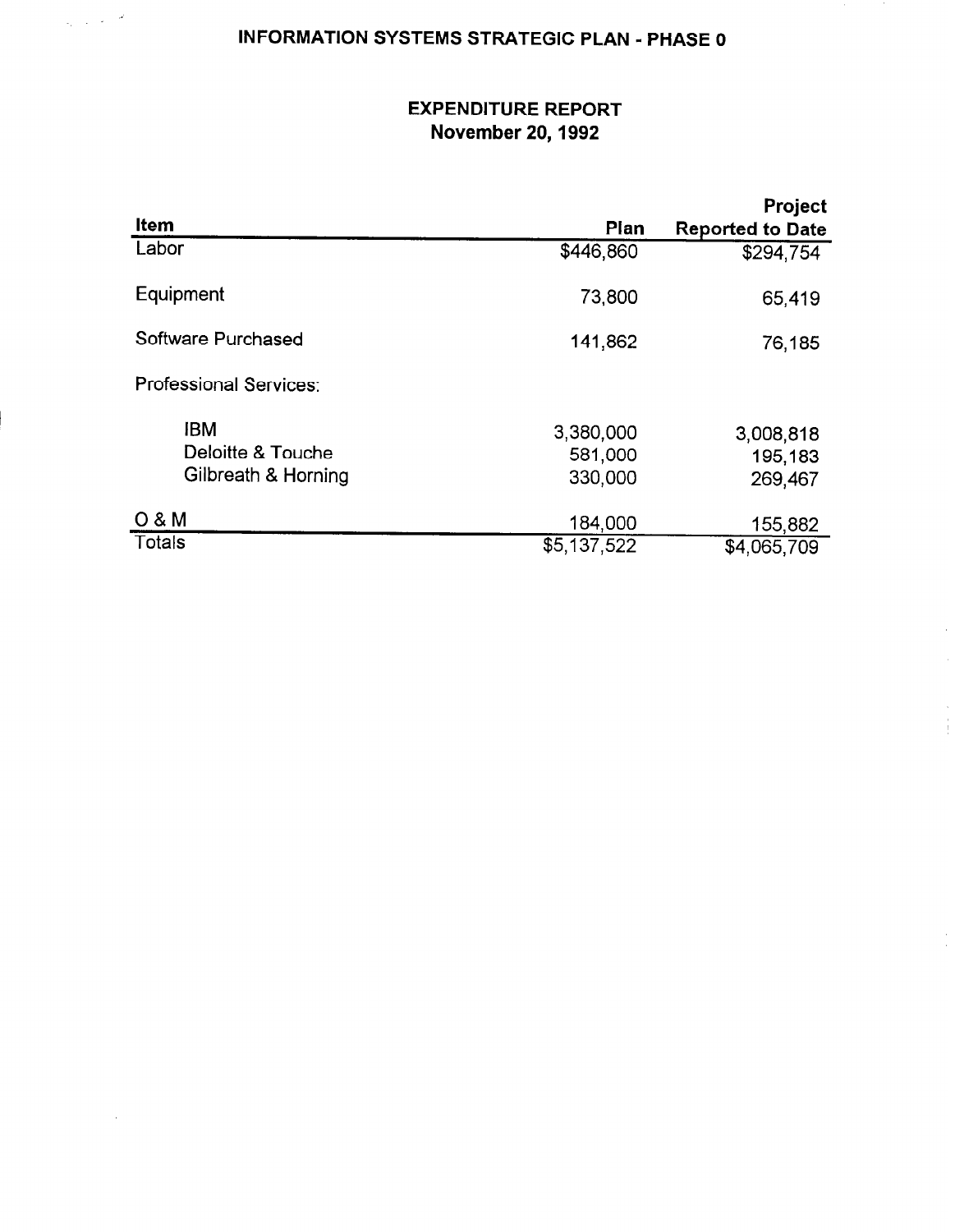# INFORMATION SYSTEMS STRATEGIC PLAN - PHASE 0

## EXPENDITURE REPORT
## November 20, 1992

| Item | Plan | Project Reported to Date |
|---|---|---|
| Labor | $446,860 | $294,754 |
| Equipment | 73,800 | 65,419 |
| Software Purchased | 141,862 | 76,185 |
| Professional Services: | | |
| IBM | 3,380,000 | 3,008,818 |
| Deloitte & Touche | 581,000 | 195,183 |
| Gilbreath & Horning | 330,000 | 269,467 |
| O & M | 184,000 | 155,882 |
| Totals | $5,137,522 | $4,065,709 |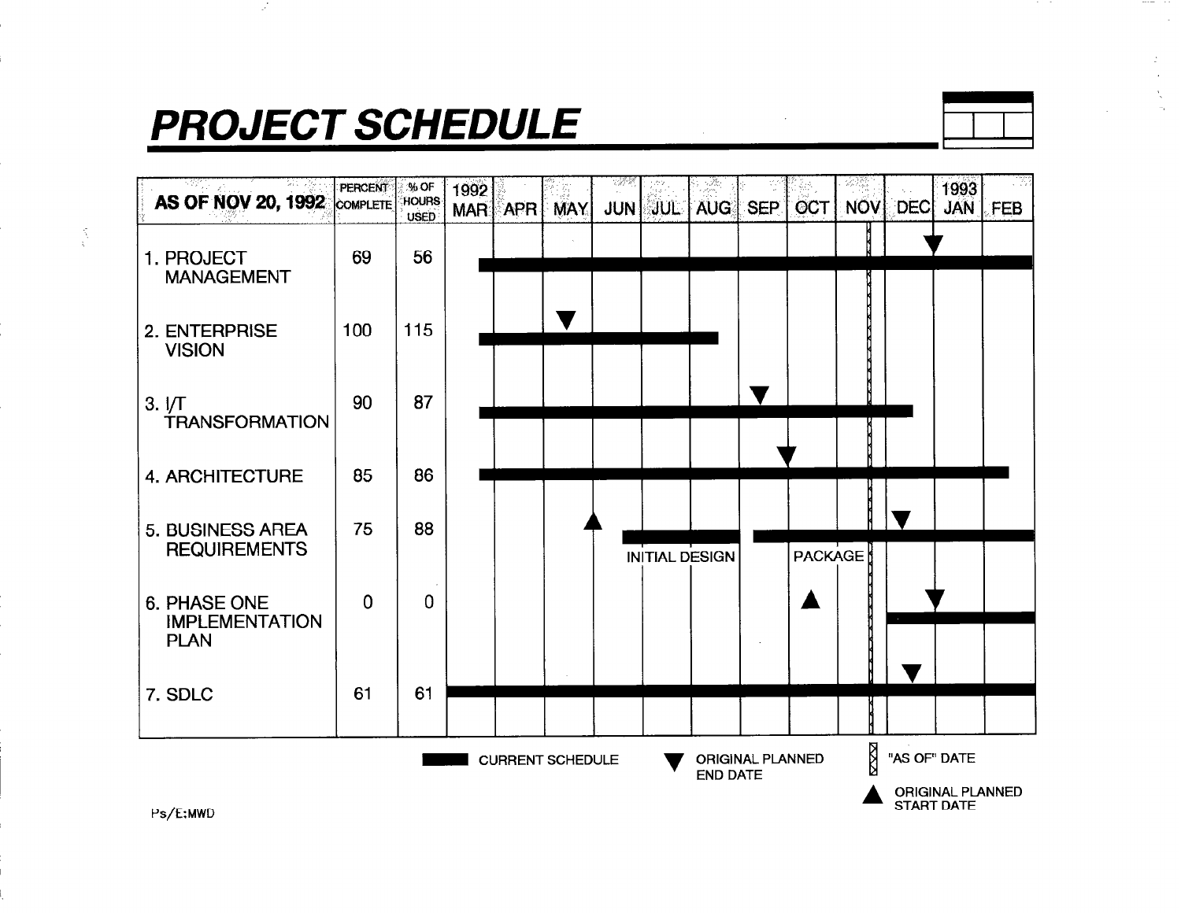# PROJECT SCHEDULE

| AS OF NOV 20, 1992 | PERCENT COMPLETE | % OF HOURS USED |
|---|---|---|
| 1. PROJECT MANAGEMENT | 69 | 56 |
| 2. ENTERPRISE VISION | 100 | 115 |
| 3. I/T TRANSFORMATION | 90 | 87 |
| 4. ARCHITECTURE | 85 | 86 |
| 5. BUSINESS AREA REQUIREMENTS | 75 | 88 |
| 6. PHASE ONE IMPLEMENTATION PLAN | 0 | 0 |
| 7. SDLC | 61 | 61 |

1992 MAR APR MAY JUN JUL AUG SEP OCT NOV DEC 1993 JAN FEB

INITIAL DESIGN

PACKAGE

CURRENT SCHEDULE

ORIGINAL PLANNED END DATE

"AS OF" DATE

ORIGINAL PLANNED START DATE

Ps/E:MWD